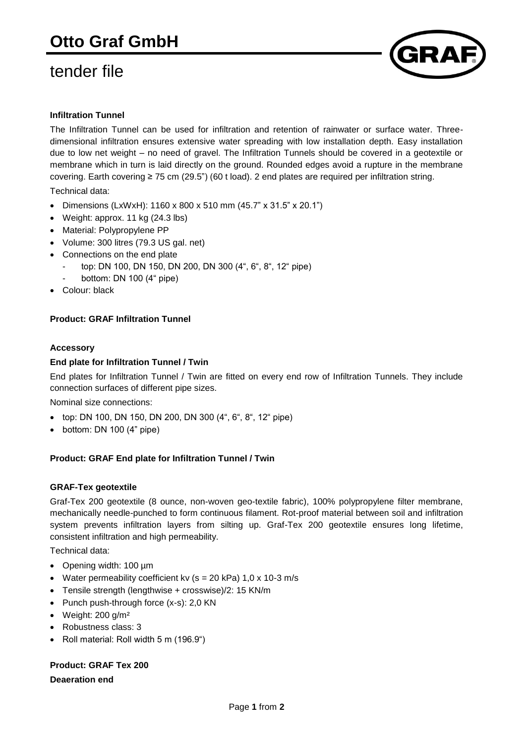# Otto Graf GmbH

## tender file

**Infiltration Tunnel**

The Infiltration Tunnel can be used for infiltration and retention of rainwater or surface water. Three-dimensional infiltration ensures extensive water spreading with low installation depth. Easy installation due to low net weight – no need of gravel. The Infiltration Tunnels should be covered in a geotextile or membrane which in turn is laid directly on the ground. Rounded edges avoid a rupture in the membrane covering. Earth covering ≥ 75 cm (29.5") (60 t load). 2 end plates are required per infiltration string.

Technical data:

- Dimensions (LxWxH): 1160 x 800 x 510 mm (45.7" x 31.5" x 20.1")
- Weight: approx. 11 kg (24.3 lbs)
- Material: Polypropylene PP
- Volume: 300 litres (79.3 US gal. net)
- Connections on the end plate
  - top: DN 100, DN 150, DN 200, DN 300 (4", 6", 8", 12" pipe)
  - bottom: DN 100 (4" pipe)
- Colour: black

**Product: GRAF Infiltration Tunnel**

**Accessory**

**End plate for Infiltration Tunnel / Twin**

End plates for Infiltration Tunnel / Twin are fitted on every end row of Infiltration Tunnels. They include connection surfaces of different pipe sizes.

Nominal size connections:

- top: DN 100, DN 150, DN 200, DN 300 (4", 6", 8", 12" pipe)
- bottom: DN 100 (4" pipe)

**Product: GRAF End plate for Infiltration Tunnel / Twin**

**GRAF-Tex geotextile**

Graf-Tex 200 geotextile (8 ounce, non-woven geo-textile fabric), 100% polypropylene filter membrane, mechanically needle-punched to form continuous filament. Rot-proof material between soil and infiltration system prevents infiltration layers from silting up. Graf-Tex 200 geotextile ensures long lifetime, consistent infiltration and high permeability.

Technical data:

- Opening width: 100 µm
- Water permeability coefficient kv (s = 20 kPa) 1,0 x 10-3 m/s
- Tensile strength (lengthwise + crosswise)/2: 15 KN/m
- Punch push-through force (x-s): 2,0 KN
- Weight: 200 g/m²
- Robustness class: 3
- Roll material: Roll width 5 m (196.9")

**Product: GRAF Tex 200**

**Deaeration end**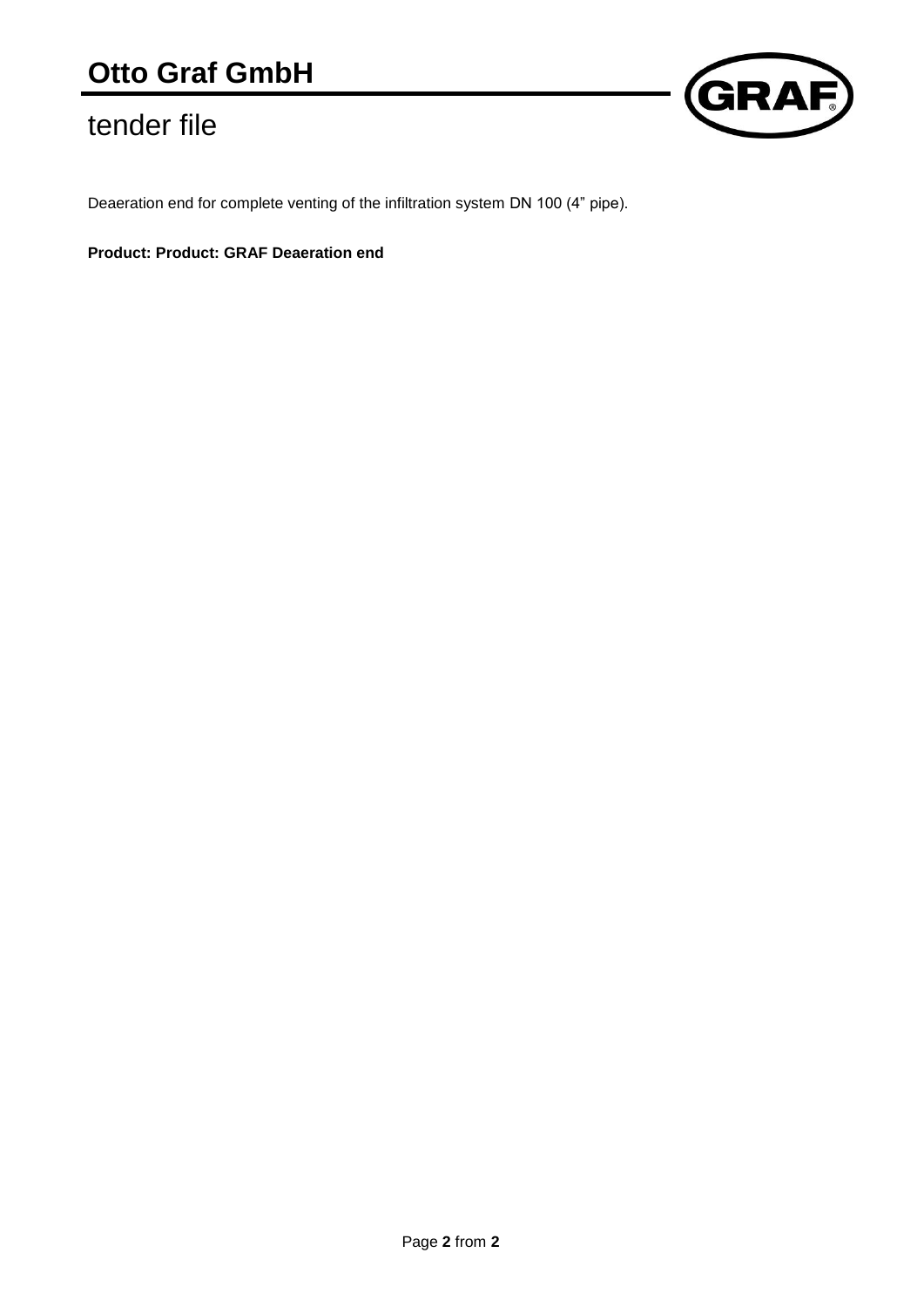Deaeration end for complete venting of the infiltration system DN 100 (4” pipe).

**Product: Product: GRAF Deaeration end**